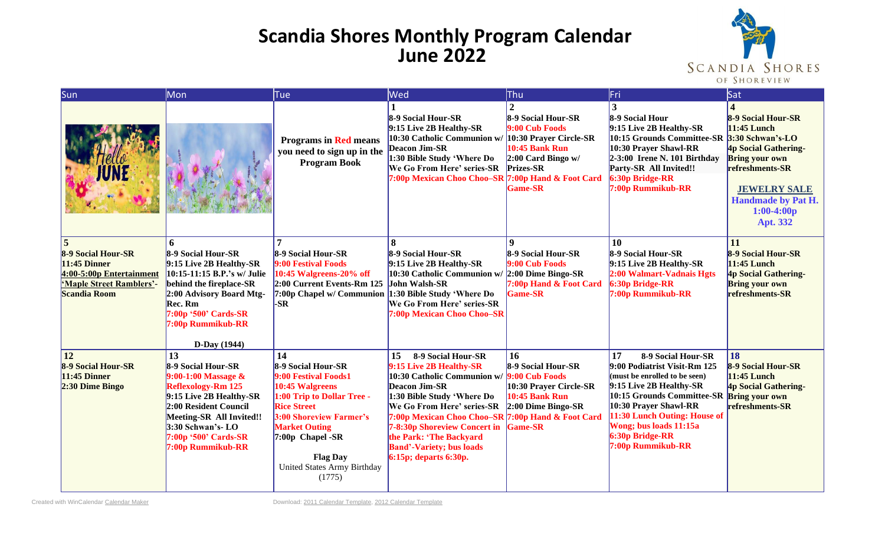# Scandia Shores Monthly Program Calendar
# June 2022

SCANDIA SHORES OF SHOREVIEW

| Sun | Mon | Tue | Wed | Thu | Fri | Sat |
|---|---|---|---|---|---|---|
| | | **Programs in Red means you need to sign up in the Program Book** | **1**<br>**8-9 Social Hour-SR**<br>**9:15 Live 2B Healthy-SR**<br>**10:30 Catholic Communion w/ Deacon Jim-SR**<br>**1:30 Bible Study 'Where Do We Go From Here' series-SR**<br>**7:00p Mexican Choo Choo–SR** | **2**<br>**8-9 Social Hour-SR**<br>**9:00 Cub Foods**<br>**10:30 Prayer Circle-SR**<br>**10:45 Bank Run**<br>**2:00 Card Bingo w/ Prizes-SR**<br>**7:00p Hand & Foot Card Game-SR** | **3**<br>**8-9 Social Hour**<br>**9:15 Live 2B Healthy-SR**<br>**10:15 Grounds Committee-SR**<br>**10:30 Prayer Shawl-RR**<br>**2-3:00 Irene N. 101 Birthday Party-SR All Invited!!**<br>**6:30p Bridge-RR**<br>**7:00p Rummikub-RR** | **4**<br>**8-9 Social Hour-SR**<br>**11:45 Lunch**<br>**3:30 Schwan's-LO**<br>**4p Social Gathering-Bring your own refreshments-SR**<br><br>**JEWELRY SALE**<br>**Handmade by Pat H.**<br>**1:00-4:00p**<br>**Apt. 332** |
| **5**<br>**8-9 Social Hour-SR**<br>**11:45 Dinner**<br>**4:00-5:00p Entertainment 'Maple Street Ramblers'-Scandia Room** | **6**<br>**8-9 Social Hour-SR**<br>**9:15 Live 2B Healthy-SR**<br>**10:15-11:15 B.P.'s w/ Julie behind the fireplace-SR**<br>**2:00 Advisory Board Mtg-Rec. Rm**<br>**7:00p '500' Cards-SR**<br>**7:00p Rummikub-RR**<br><br>**D-Day (1944)** | **7**<br>**8-9 Social Hour-SR**<br>**9:00 Festival Foods**<br>**10:45 Walgreens-20% off**<br>**2:00 Current Events-Rm 125**<br>**7:00p Chapel w/ Communion -SR** | **8**<br>**8-9 Social Hour-SR**<br>**9:15 Live 2B Healthy-SR**<br>**10:30 Catholic Communion w/ John Walsh-SR**<br>**1:30 Bible Study 'Where Do We Go From Here' series-SR**<br>**7:00p Mexican Choo Choo–SR** | **9**<br>**8-9 Social Hour-SR**<br>**9:00 Cub Foods**<br>**2:00 Dime Bingo-SR**<br>**7:00p Hand & Foot Card Game-SR** | **10**<br>**8-9 Social Hour-SR**<br>**9:15 Live 2B Healthy-SR**<br>**2:00 Walmart-Vadnais Hgts**<br>**6:30p Bridge-RR**<br>**7:00p Rummikub-RR** | **11**<br>**8-9 Social Hour-SR**<br>**11:45 Lunch**<br>**4p Social Gathering-Bring your own refreshments-SR** |
| **12**<br>**8-9 Social Hour-SR**<br>**11:45 Dinner**<br>**2:30 Dime Bingo** | **13**<br>**8-9 Social Hour-SR**<br>**9:00-1:00 Massage & Reflexology-Rm 125**<br>**9:15 Live 2B Healthy-SR**<br>**2:00 Resident Council Meeting-SR All Invited!!**<br>**3:30 Schwan's- LO**<br>**7:00p '500' Cards-SR**<br>**7:00p Rummikub-RR** | **14**<br>**8-9 Social Hour-SR**<br>**9:00 Festival Foods1**<br>**10:45 Walgreens**<br>**1:00 Trip to Dollar Tree - Rice Street**<br>**3:00 Shoreview Farmer's Market Outing**<br>**7:00p Chapel -SR**<br><br>**Flag Day**<br>United States Army Birthday (1775) | **15** **8-9 Social Hour-SR**<br>**9:15 Live 2B Healthy-SR**<br>**10:30 Catholic Communion w/ Deacon Jim-SR**<br>**1:30 Bible Study 'Where Do We Go From Here' series-SR**<br>**7:00p Mexican Choo Choo–SR**<br>**7-8:30p Shoreview Concert in the Park: 'The Backyard Band'-Variety; bus loads 6:15p; departs 6:30p.** | **16**<br>**8-9 Social Hour-SR**<br>**9:00 Cub Foods**<br>**10:30 Prayer Circle-SR**<br>**10:45 Bank Run**<br>**2:00 Dime Bingo-SR**<br>**7:00p Hand & Foot Card Game-SR** | **17** **8-9 Social Hour-SR**<br>**9:00 Podiatrist Visit-Rm 125**<br>**(must be enrolled to be seen)**<br>**9:15 Live 2B Healthy-SR**<br>**10:15 Grounds Committee-SR**<br>**10:30 Prayer Shawl-RR**<br>**11:30 Lunch Outing: House of Wong; bus loads 11:15a**<br>**6:30p Bridge-RR**<br>**7:00p Rummikub-RR** | **18**<br>**8-9 Social Hour-SR**<br>**11:45 Lunch**<br>**4p Social Gathering-Bring your own refreshments-SR** |

Created with WinCalendar Calendar Maker

Download: 2011 Calendar Template, 2012 Calendar Template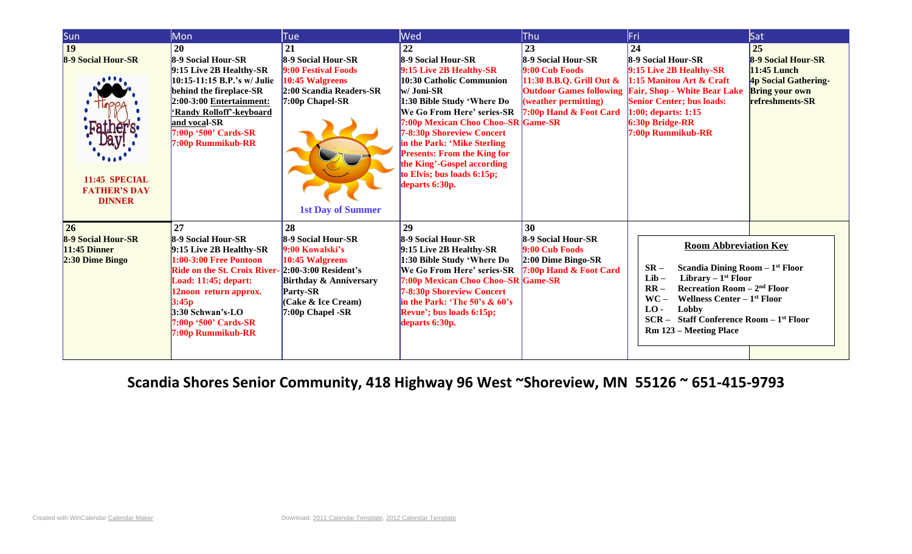| Sun | Mon | Tue | Wed | Thu | Fri | Sat |
|---|---|---|---|---|---|---|
| **19**<br>**8-9 Social Hour-SR**<br>**11:45 SPECIAL FATHER'S DAY DINNER** | **20**<br>**8-9 Social Hour-SR**<br>**9:15 Live 2B Healthy-SR**<br>**10:15-11:15 B.P.'s w/ Julie behind the fireplace-SR**<br>**2:00-3:00 Entertainment: 'Randy Rolloff'-keyboard and vocal-SR**<br>**7:00p '500' Cards-SR**<br>**7:00p Rummikub-RR** | **21**<br>**8-9 Social Hour-SR**<br>**9:00 Festival Foods**<br>**10:45 Walgreens**<br>**2:00 Scandia Readers-SR**<br>**7:00p Chapel-SR**<br>**1st Day of Summer** | **22**<br>**8-9 Social Hour-SR**<br>**9:15 Live 2B Healthy-SR**<br>**10:30 Catholic Communion w/ Joni-SR**<br>**1:30 Bible Study 'Where Do We Go From Here' series-SR**<br>**7:00p Mexican Choo Choo–SR**<br>**7-8:30p Shoreview Concert in the Park: 'Mike Sterling Presents: From the King for the King'-Gospel according to Elvis; bus loads 6:15p; departs 6:30p.** | **23**<br>**8-9 Social Hour-SR**<br>**9:00 Cub Foods**<br>**11:30 B.B.Q. Grill Out & Outdoor Games following (weather permitting)**<br>**7:00p Hand & Foot Card Game-SR** | **24**<br>**8-9 Social Hour-SR**<br>**9:15 Live 2B Healthy-SR**<br>**1:15 Manitou Art & Craft Fair, Shop - White Bear Lake Senior Center; bus loads: 1:00; departs: 1:15**<br>**6:30p Bridge-RR**<br>**7:00p Rummikub-RR** | **25**<br>**8-9 Social Hour-SR**<br>**11:45 Lunch**<br>**4p Social Gathering-Bring your own refreshments-SR** |
| **26**<br>**8-9 Social Hour-SR**<br>**11:45 Dinner**<br>**2:30 Dime Bingo** | **27**<br>**8-9 Social Hour-SR**<br>**9:15 Live 2B Healthy-SR**<br>**1:00-3:00 Free Pontoon Ride on the St. Croix River-Load: 11:45; depart: 12noon return approx. 3:45p**<br>**3:30 Schwan's-LO**<br>**7:00p '500' Cards-SR**<br>**7:00p Rummikub-RR** | **28**<br>**8-9 Social Hour-SR**<br>**9:00 Kowalski's**<br>**10:45 Walgreens**<br>**2:00-3:00 Resident's Birthday & Anniversary Party-SR (Cake & Ice Cream)**<br>**7:00p Chapel -SR** | **29**<br>**8-9 Social Hour-SR**<br>**9:15 Live 2B Healthy-SR**<br>**1:30 Bible Study 'Where Do We Go From Here' series-SR**<br>**7:00p Mexican Choo Choo–SR**<br>**7-8:30p Shoreview Concert in the Park: 'The 50's & 60's Revue'; bus loads 6:15p; departs 6:30p.** | **30**<br>**8-9 Social Hour-SR**<br>**9:00 Cub Foods**<br>**2:00 Dime Bingo-SR**<br>**7:00p Hand & Foot Card Game-SR** | | |

**Room Abbreviation Key**

**SR – Scandia Dining Room – 1st Floor**
**Lib – Library – 1st Floor**
**RR – Recreation Room – 2nd Floor**
**WC – Wellness Center – 1st Floor**
**LO - Lobby**
**SCR – Staff Conference Room – 1st Floor**
**Rm 123 – Meeting Place**

**Scandia Shores Senior Community, 418 Highway 96 West ~Shoreview, MN 55126 ~ 651-415-9793**

Created with WinCalendar Calendar Maker

Download: 2011 Calendar Template, 2012 Calendar Template